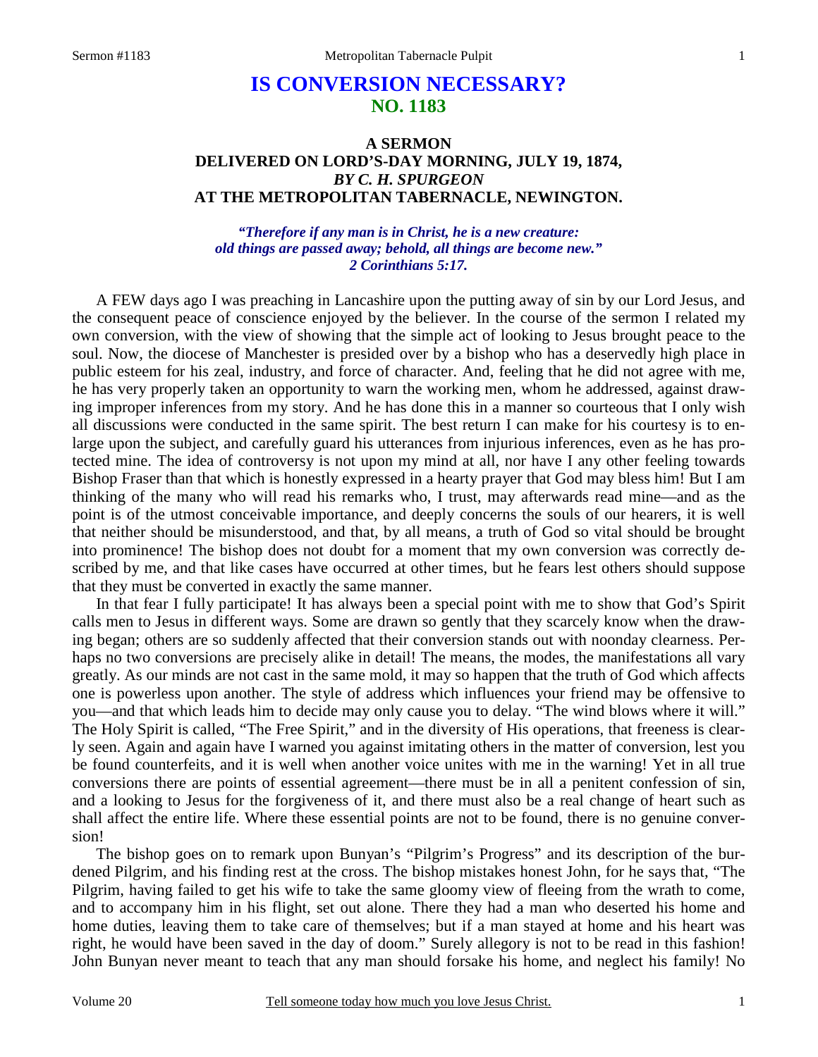# IS CONVERSION NECESSARY?
## NO. 1183

### A SERMON
### DELIVERED ON LORD'S-DAY MORNING, JULY 19, 1874,
### *BY C. H. SPURGEON*
### AT THE METROPOLITAN TABERNACLE, NEWINGTON.

*"Therefore if any man is in Christ, he is a new creature: old things are passed away; behold, all things are become new." 2 Corinthians 5:17.*

A FEW days ago I was preaching in Lancashire upon the putting away of sin by our Lord Jesus, and the consequent peace of conscience enjoyed by the believer. In the course of the sermon I related my own conversion, with the view of showing that the simple act of looking to Jesus brought peace to the soul. Now, the diocese of Manchester is presided over by a bishop who has a deservedly high place in public esteem for his zeal, industry, and force of character. And, feeling that he did not agree with me, he has very properly taken an opportunity to warn the working men, whom he addressed, against drawing improper inferences from my story. And he has done this in a manner so courteous that I only wish all discussions were conducted in the same spirit. The best return I can make for his courtesy is to enlarge upon the subject, and carefully guard his utterances from injurious inferences, even as he has protected mine. The idea of controversy is not upon my mind at all, nor have I any other feeling towards Bishop Fraser than that which is honestly expressed in a hearty prayer that God may bless him! But I am thinking of the many who will read his remarks who, I trust, may afterwards read mine—and as the point is of the utmost conceivable importance, and deeply concerns the souls of our hearers, it is well that neither should be misunderstood, and that, by all means, a truth of God so vital should be brought into prominence! The bishop does not doubt for a moment that my own conversion was correctly described by me, and that like cases have occurred at other times, but he fears lest others should suppose that they must be converted in exactly the same manner.

In that fear I fully participate! It has always been a special point with me to show that God's Spirit calls men to Jesus in different ways. Some are drawn so gently that they scarcely know when the drawing began; others are so suddenly affected that their conversion stands out with noonday clearness. Perhaps no two conversions are precisely alike in detail! The means, the modes, the manifestations all vary greatly. As our minds are not cast in the same mold, it may so happen that the truth of God which affects one is powerless upon another. The style of address which influences your friend may be offensive to you—and that which leads him to decide may only cause you to delay. "The wind blows where it will." The Holy Spirit is called, "The Free Spirit," and in the diversity of His operations, that freeness is clearly seen. Again and again have I warned you against imitating others in the matter of conversion, lest you be found counterfeits, and it is well when another voice unites with me in the warning! Yet in all true conversions there are points of essential agreement—there must be in all a penitent confession of sin, and a looking to Jesus for the forgiveness of it, and there must also be a real change of heart such as shall affect the entire life. Where these essential points are not to be found, there is no genuine conversion!

The bishop goes on to remark upon Bunyan's "Pilgrim's Progress" and its description of the burdened Pilgrim, and his finding rest at the cross. The bishop mistakes honest John, for he says that, "The Pilgrim, having failed to get his wife to take the same gloomy view of fleeing from the wrath to come, and to accompany him in his flight, set out alone. There they had a man who deserted his home and home duties, leaving them to take care of themselves; but if a man stayed at home and his heart was right, he would have been saved in the day of doom." Surely allegory is not to be read in this fashion! John Bunyan never meant to teach that any man should forsake his home, and neglect his family! No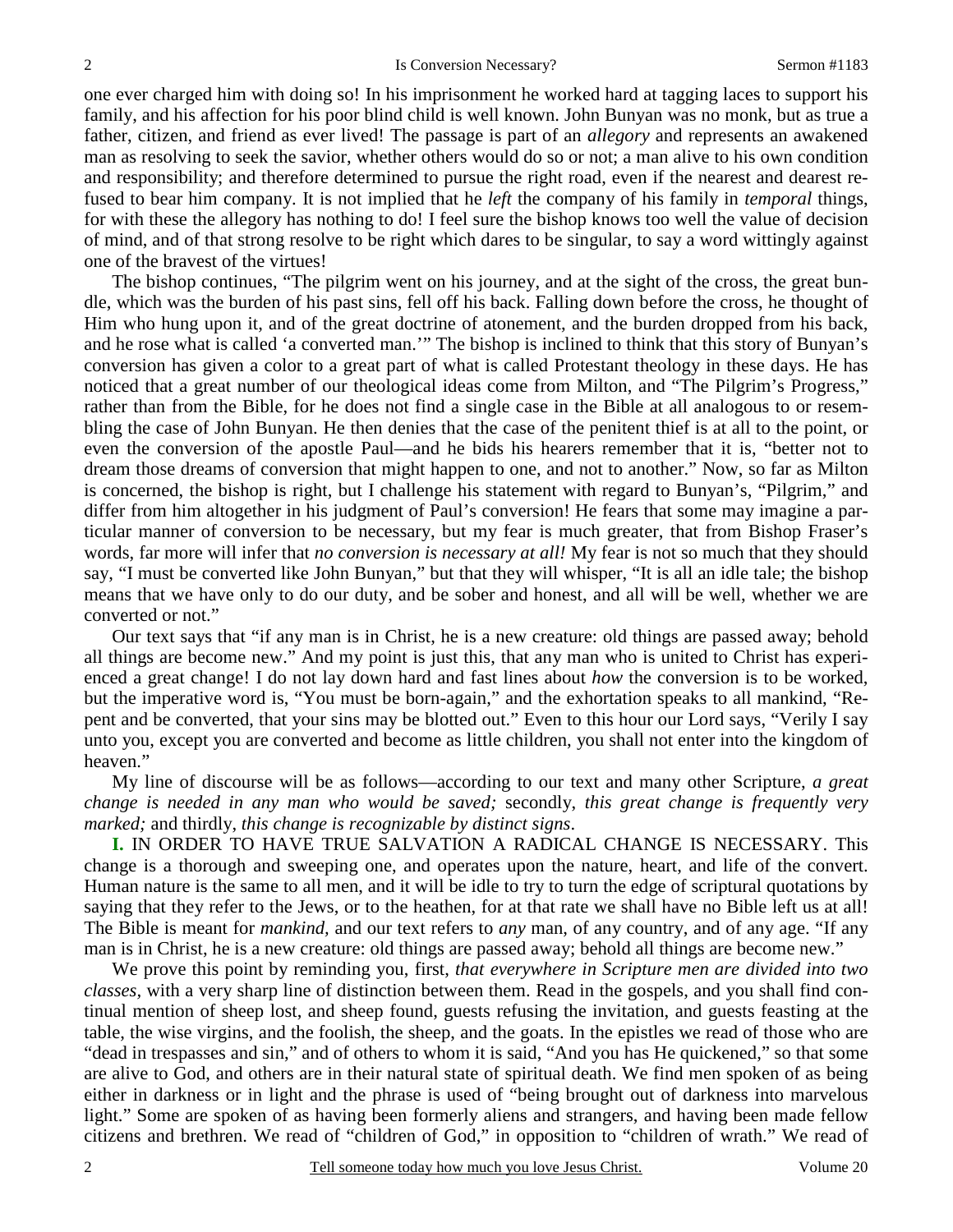one ever charged him with doing so! In his imprisonment he worked hard at tagging laces to support his family, and his affection for his poor blind child is well known. John Bunyan was no monk, but as true a father, citizen, and friend as ever lived! The passage is part of an *allegory* and represents an awakened man as resolving to seek the savior, whether others would do so or not; a man alive to his own condition and responsibility; and therefore determined to pursue the right road, even if the nearest and dearest refused to bear him company. It is not implied that he *left* the company of his family in *temporal* things, for with these the allegory has nothing to do! I feel sure the bishop knows too well the value of decision of mind, and of that strong resolve to be right which dares to be singular, to say a word wittingly against one of the bravest of the virtues!

The bishop continues, "The pilgrim went on his journey, and at the sight of the cross, the great bundle, which was the burden of his past sins, fell off his back. Falling down before the cross, he thought of Him who hung upon it, and of the great doctrine of atonement, and the burden dropped from his back, and he rose what is called 'a converted man.'" The bishop is inclined to think that this story of Bunyan's conversion has given a color to a great part of what is called Protestant theology in these days. He has noticed that a great number of our theological ideas come from Milton, and "The Pilgrim's Progress," rather than from the Bible, for he does not find a single case in the Bible at all analogous to or resembling the case of John Bunyan. He then denies that the case of the penitent thief is at all to the point, or even the conversion of the apostle Paul—and he bids his hearers remember that it is, "better not to dream those dreams of conversion that might happen to one, and not to another." Now, so far as Milton is concerned, the bishop is right, but I challenge his statement with regard to Bunyan's, "Pilgrim," and differ from him altogether in his judgment of Paul's conversion! He fears that some may imagine a particular manner of conversion to be necessary, but my fear is much greater, that from Bishop Fraser's words, far more will infer that *no conversion is necessary at all!* My fear is not so much that they should say, "I must be converted like John Bunyan," but that they will whisper, "It is all an idle tale; the bishop means that we have only to do our duty, and be sober and honest, and all will be well, whether we are converted or not."

Our text says that "if any man is in Christ, he is a new creature: old things are passed away; behold all things are become new." And my point is just this, that any man who is united to Christ has experienced a great change! I do not lay down hard and fast lines about *how* the conversion is to be worked, but the imperative word is, "You must be born-again," and the exhortation speaks to all mankind, "Repent and be converted, that your sins may be blotted out." Even to this hour our Lord says, "Verily I say unto you, except you are converted and become as little children, you shall not enter into the kingdom of heaven."

My line of discourse will be as follows—according to our text and many other Scripture, *a great change is needed in any man who would be saved;* secondly, *this great change is frequently very marked;* and thirdly, *this change is recognizable by distinct signs*.

**I.** IN ORDER TO HAVE TRUE SALVATION A RADICAL CHANGE IS NECESSARY. This change is a thorough and sweeping one, and operates upon the nature, heart, and life of the convert. Human nature is the same to all men, and it will be idle to try to turn the edge of scriptural quotations by saying that they refer to the Jews, or to the heathen, for at that rate we shall have no Bible left us at all! The Bible is meant for *mankind,* and our text refers to *any* man, of any country, and of any age. "If any man is in Christ, he is a new creature: old things are passed away; behold all things are become new."

We prove this point by reminding you, first, *that everywhere in Scripture men are divided into two classes,* with a very sharp line of distinction between them. Read in the gospels, and you shall find continual mention of sheep lost, and sheep found, guests refusing the invitation, and guests feasting at the table, the wise virgins, and the foolish, the sheep, and the goats. In the epistles we read of those who are "dead in trespasses and sin," and of others to whom it is said, "And you has He quickened," so that some are alive to God, and others are in their natural state of spiritual death. We find men spoken of as being either in darkness or in light and the phrase is used of "being brought out of darkness into marvelous light." Some are spoken of as having been formerly aliens and strangers, and having been made fellow citizens and brethren. We read of "children of God," in opposition to "children of wrath." We read of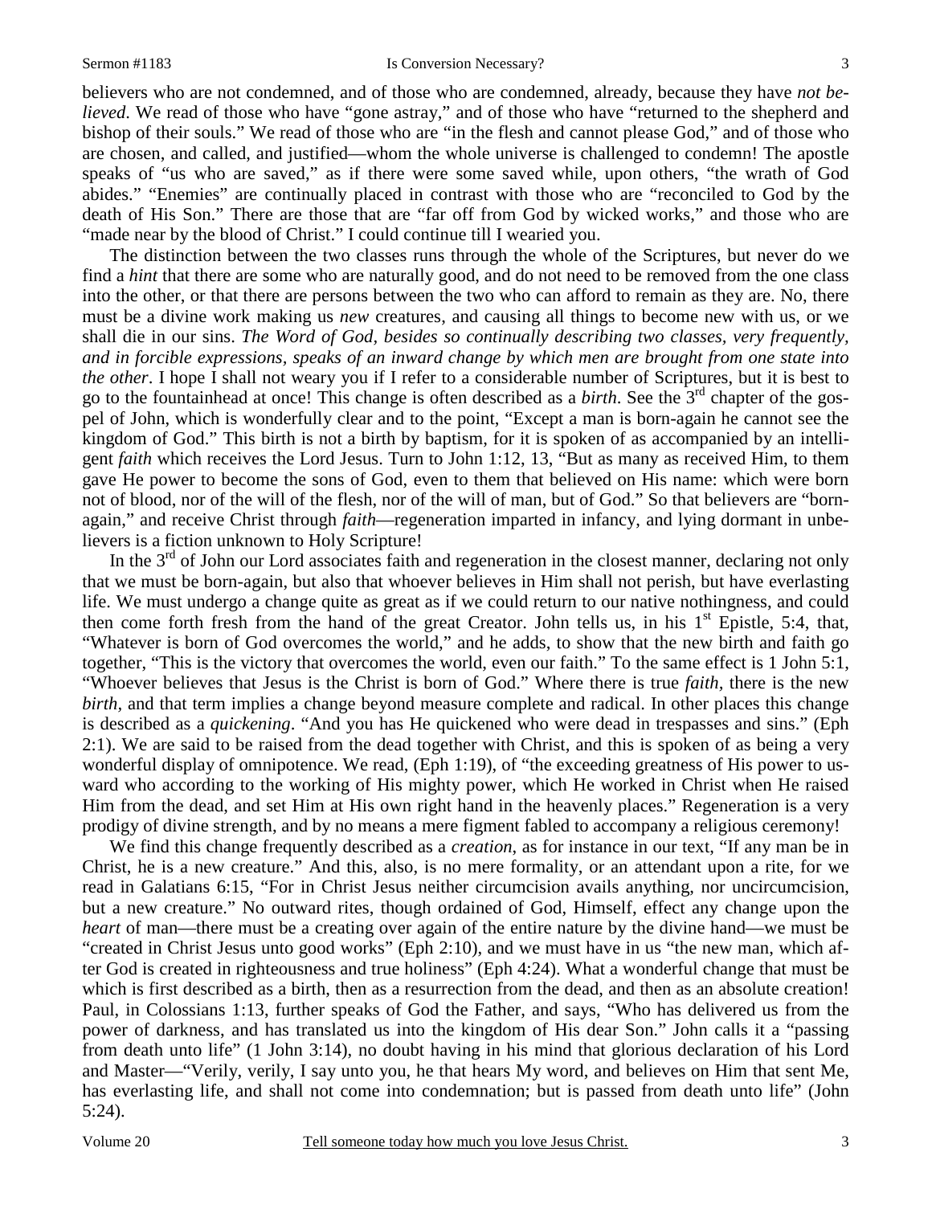believers who are not condemned, and of those who are condemned, already, because they have *not believed*. We read of those who have "gone astray," and of those who have "returned to the shepherd and bishop of their souls." We read of those who are "in the flesh and cannot please God," and of those who are chosen, and called, and justified—whom the whole universe is challenged to condemn! The apostle speaks of "us who are saved," as if there were some saved while, upon others, "the wrath of God abides." "Enemies" are continually placed in contrast with those who are "reconciled to God by the death of His Son." There are those that are "far off from God by wicked works," and those who are "made near by the blood of Christ." I could continue till I wearied you.

The distinction between the two classes runs through the whole of the Scriptures, but never do we find a *hint* that there are some who are naturally good, and do not need to be removed from the one class into the other, or that there are persons between the two who can afford to remain as they are. No, there must be a divine work making us *new* creatures, and causing all things to become new with us, or we shall die in our sins. *The Word of God, besides so continually describing two classes, very frequently, and in forcible expressions, speaks of an inward change by which men are brought from one state into the other*. I hope I shall not weary you if I refer to a considerable number of Scriptures, but it is best to go to the fountainhead at once! This change is often described as a *birth*. See the 3rd chapter of the gospel of John, which is wonderfully clear and to the point, "Except a man is born-again he cannot see the kingdom of God." This birth is not a birth by baptism, for it is spoken of as accompanied by an intelligent *faith* which receives the Lord Jesus. Turn to John 1:12, 13, "But as many as received Him, to them gave He power to become the sons of God, even to them that believed on His name: which were born not of blood, nor of the will of the flesh, nor of the will of man, but of God." So that believers are "born-again," and receive Christ through *faith*—regeneration imparted in infancy, and lying dormant in unbelievers is a fiction unknown to Holy Scripture!

In the 3rd of John our Lord associates faith and regeneration in the closest manner, declaring not only that we must be born-again, but also that whoever believes in Him shall not perish, but have everlasting life. We must undergo a change quite as great as if we could return to our native nothingness, and could then come forth fresh from the hand of the great Creator. John tells us, in his 1st Epistle, 5:4, that, "Whatever is born of God overcomes the world," and he adds, to show that the new birth and faith go together, "This is the victory that overcomes the world, even our faith." To the same effect is 1 John 5:1, "Whoever believes that Jesus is the Christ is born of God." Where there is true *faith*, there is the new *birth*, and that term implies a change beyond measure complete and radical. In other places this change is described as a *quickening*. "And you has He quickened who were dead in trespasses and sins." (Eph 2:1). We are said to be raised from the dead together with Christ, and this is spoken of as being a very wonderful display of omnipotence. We read, (Eph 1:19), of "the exceeding greatness of His power to us-ward who according to the working of His mighty power, which He worked in Christ when He raised Him from the dead, and set Him at His own right hand in the heavenly places." Regeneration is a very prodigy of divine strength, and by no means a mere figment fabled to accompany a religious ceremony!

We find this change frequently described as a *creation*, as for instance in our text, "If any man be in Christ, he is a new creature." And this, also, is no mere formality, or an attendant upon a rite, for we read in Galatians 6:15, "For in Christ Jesus neither circumcision avails anything, nor uncircumcision, but a new creature." No outward rites, though ordained of God, Himself, effect any change upon the *heart* of man—there must be a creating over again of the entire nature by the divine hand—we must be "created in Christ Jesus unto good works" (Eph 2:10), and we must have in us "the new man, which after God is created in righteousness and true holiness" (Eph 4:24). What a wonderful change that must be which is first described as a birth, then as a resurrection from the dead, and then as an absolute creation! Paul, in Colossians 1:13, further speaks of God the Father, and says, "Who has delivered us from the power of darkness, and has translated us into the kingdom of His dear Son." John calls it a "passing from death unto life" (1 John 3:14), no doubt having in his mind that glorious declaration of his Lord and Master—"Verily, verily, I say unto you, he that hears My word, and believes on Him that sent Me, has everlasting life, and shall not come into condemnation; but is passed from death unto life" (John 5:24).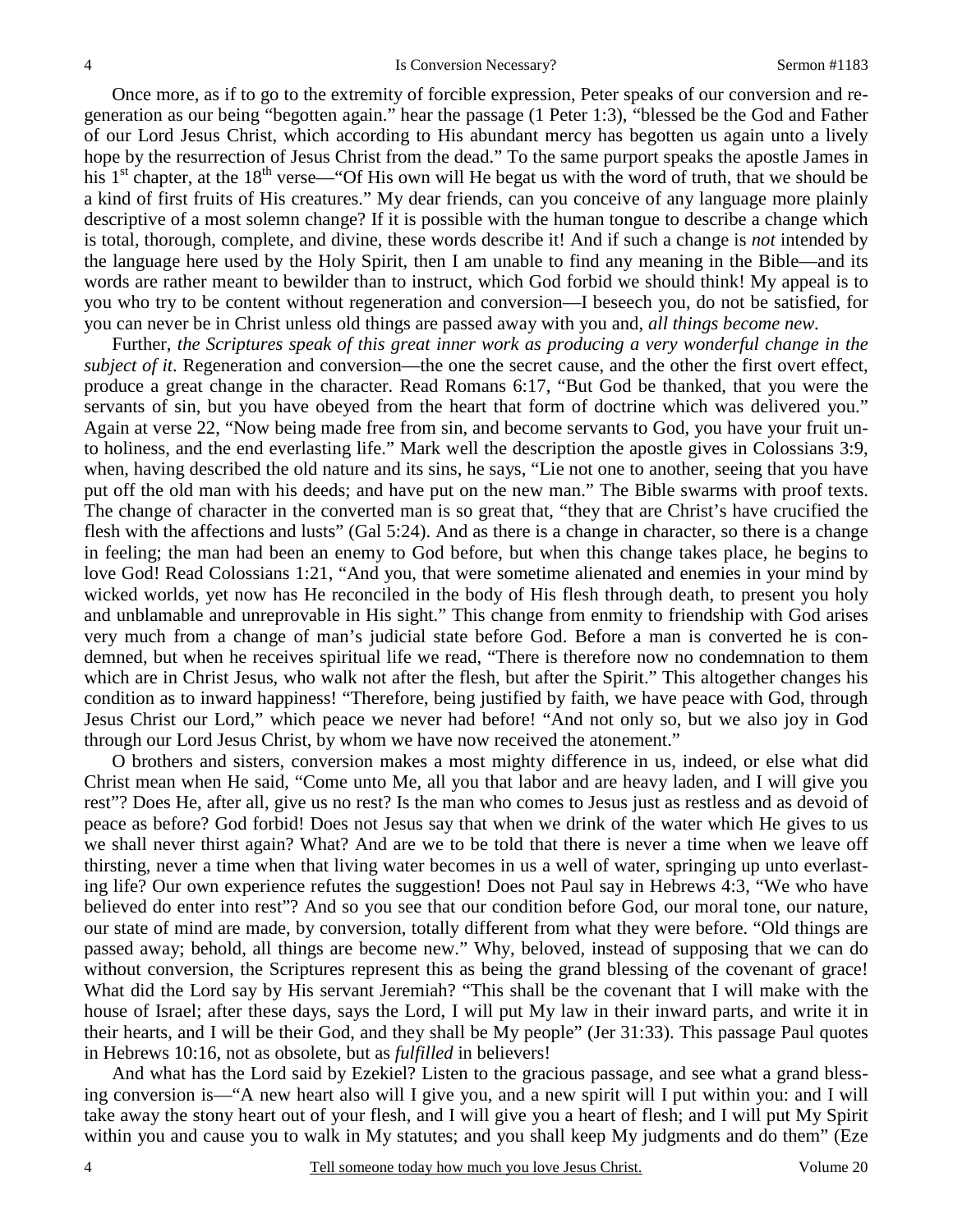Once more, as if to go to the extremity of forcible expression, Peter speaks of our conversion and regeneration as our being "begotten again." hear the passage (1 Peter 1:3), "blessed be the God and Father of our Lord Jesus Christ, which according to His abundant mercy has begotten us again unto a lively hope by the resurrection of Jesus Christ from the dead." To the same purport speaks the apostle James in his 1st chapter, at the 18th verse—"Of His own will He begat us with the word of truth, that we should be a kind of first fruits of His creatures." My dear friends, can you conceive of any language more plainly descriptive of a most solemn change? If it is possible with the human tongue to describe a change which is total, thorough, complete, and divine, these words describe it! And if such a change is *not* intended by the language here used by the Holy Spirit, then I am unable to find any meaning in the Bible—and its words are rather meant to bewilder than to instruct, which God forbid we should think! My appeal is to you who try to be content without regeneration and conversion—I beseech you, do not be satisfied, for you can never be in Christ unless old things are passed away with you and, *all things become new*.

Further, *the Scriptures speak of this great inner work as producing a very wonderful change in the subject of it*. Regeneration and conversion—the one the secret cause, and the other the first overt effect, produce a great change in the character. Read Romans 6:17, "But God be thanked, that you were the servants of sin, but you have obeyed from the heart that form of doctrine which was delivered you." Again at verse 22, "Now being made free from sin, and become servants to God, you have your fruit unto holiness, and the end everlasting life." Mark well the description the apostle gives in Colossians 3:9, when, having described the old nature and its sins, he says, "Lie not one to another, seeing that you have put off the old man with his deeds; and have put on the new man." The Bible swarms with proof texts. The change of character in the converted man is so great that, "they that are Christ's have crucified the flesh with the affections and lusts" (Gal 5:24). And as there is a change in character, so there is a change in feeling; the man had been an enemy to God before, but when this change takes place, he begins to love God! Read Colossians 1:21, "And you, that were sometime alienated and enemies in your mind by wicked worlds, yet now has He reconciled in the body of His flesh through death, to present you holy and unblamable and unreprovable in His sight." This change from enmity to friendship with God arises very much from a change of man's judicial state before God. Before a man is converted he is condemned, but when he receives spiritual life we read, "There is therefore now no condemnation to them which are in Christ Jesus, who walk not after the flesh, but after the Spirit." This altogether changes his condition as to inward happiness! "Therefore, being justified by faith, we have peace with God, through Jesus Christ our Lord," which peace we never had before! "And not only so, but we also joy in God through our Lord Jesus Christ, by whom we have now received the atonement."

O brothers and sisters, conversion makes a most mighty difference in us, indeed, or else what did Christ mean when He said, "Come unto Me, all you that labor and are heavy laden, and I will give you rest"? Does He, after all, give us no rest? Is the man who comes to Jesus just as restless and as devoid of peace as before? God forbid! Does not Jesus say that when we drink of the water which He gives to us we shall never thirst again? What? And are we to be told that there is never a time when we leave off thirsting, never a time when that living water becomes in us a well of water, springing up unto everlasting life? Our own experience refutes the suggestion! Does not Paul say in Hebrews 4:3, "We who have believed do enter into rest"? And so you see that our condition before God, our moral tone, our nature, our state of mind are made, by conversion, totally different from what they were before. "Old things are passed away; behold, all things are become new." Why, beloved, instead of supposing that we can do without conversion, the Scriptures represent this as being the grand blessing of the covenant of grace! What did the Lord say by His servant Jeremiah? "This shall be the covenant that I will make with the house of Israel; after these days, says the Lord, I will put My law in their inward parts, and write it in their hearts, and I will be their God, and they shall be My people" (Jer 31:33). This passage Paul quotes in Hebrews 10:16, not as obsolete, but as *fulfilled* in believers!

And what has the Lord said by Ezekiel? Listen to the gracious passage, and see what a grand blessing conversion is—"A new heart also will I give you, and a new spirit will I put within you: and I will take away the stony heart out of your flesh, and I will give you a heart of flesh; and I will put My Spirit within you and cause you to walk in My statutes; and you shall keep My judgments and do them" (Eze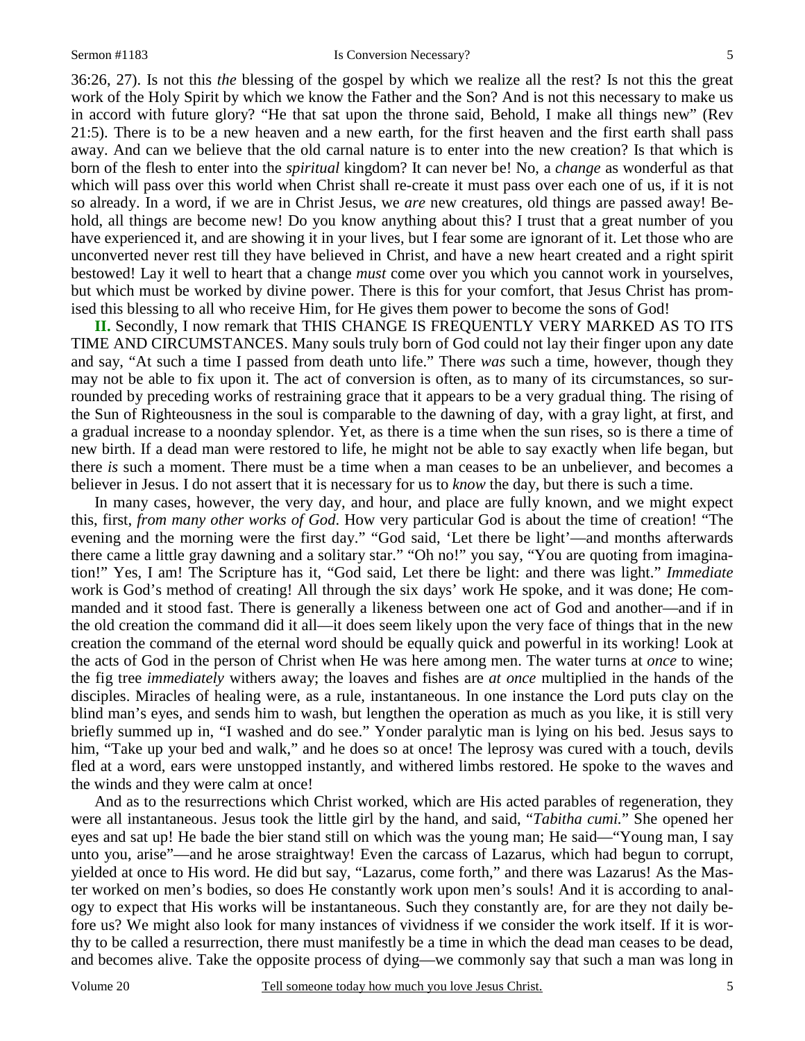36:26, 27). Is not this *the* blessing of the gospel by which we realize all the rest? Is not this the great work of the Holy Spirit by which we know the Father and the Son? And is not this necessary to make us in accord with future glory? "He that sat upon the throne said, Behold, I make all things new" (Rev 21:5). There is to be a new heaven and a new earth, for the first heaven and the first earth shall pass away. And can we believe that the old carnal nature is to enter into the new creation? Is that which is born of the flesh to enter into the *spiritual* kingdom? It can never be! No, a *change* as wonderful as that which will pass over this world when Christ shall re-create it must pass over each one of us, if it is not so already. In a word, if we are in Christ Jesus, we *are* new creatures, old things are passed away! Behold, all things are become new! Do you know anything about this? I trust that a great number of you have experienced it, and are showing it in your lives, but I fear some are ignorant of it. Let those who are unconverted never rest till they have believed in Christ, and have a new heart created and a right spirit bestowed! Lay it well to heart that a change *must* come over you which you cannot work in yourselves, but which must be worked by divine power. There is this for your comfort, that Jesus Christ has promised this blessing to all who receive Him, for He gives them power to become the sons of God!

**II.** Secondly, I now remark that THIS CHANGE IS FREQUENTLY VERY MARKED AS TO ITS TIME AND CIRCUMSTANCES. Many souls truly born of God could not lay their finger upon any date and say, "At such a time I passed from death unto life." There *was* such a time, however, though they may not be able to fix upon it. The act of conversion is often, as to many of its circumstances, so surrounded by preceding works of restraining grace that it appears to be a very gradual thing. The rising of the Sun of Righteousness in the soul is comparable to the dawning of day, with a gray light, at first, and a gradual increase to a noonday splendor. Yet, as there is a time when the sun rises, so is there a time of new birth. If a dead man were restored to life, he might not be able to say exactly when life began, but there *is* such a moment. There must be a time when a man ceases to be an unbeliever, and becomes a believer in Jesus. I do not assert that it is necessary for us to *know* the day, but there is such a time.

In many cases, however, the very day, and hour, and place are fully known, and we might expect this, first, *from many other works of God*. How very particular God is about the time of creation! "The evening and the morning were the first day." "God said, 'Let there be light'—and months afterwards there came a little gray dawning and a solitary star." "Oh no!" you say, "You are quoting from imagination!" Yes, I am! The Scripture has it, "God said, Let there be light: and there was light." *Immediate* work is God's method of creating! All through the six days' work He spoke, and it was done; He commanded and it stood fast. There is generally a likeness between one act of God and another—and if in the old creation the command did it all—it does seem likely upon the very face of things that in the new creation the command of the eternal word should be equally quick and powerful in its working! Look at the acts of God in the person of Christ when He was here among men. The water turns at *once* to wine; the fig tree *immediately* withers away; the loaves and fishes are *at once* multiplied in the hands of the disciples. Miracles of healing were, as a rule, instantaneous. In one instance the Lord puts clay on the blind man's eyes, and sends him to wash, but lengthen the operation as much as you like, it is still very briefly summed up in, "I washed and do see." Yonder paralytic man is lying on his bed. Jesus says to him, "Take up your bed and walk," and he does so at once! The leprosy was cured with a touch, devils fled at a word, ears were unstopped instantly, and withered limbs restored. He spoke to the waves and the winds and they were calm at once!

And as to the resurrections which Christ worked, which are His acted parables of regeneration, they were all instantaneous. Jesus took the little girl by the hand, and said, "*Tabitha cumi.*" She opened her eyes and sat up! He bade the bier stand still on which was the young man; He said—"Young man, I say unto you, arise"—and he arose straightway! Even the carcass of Lazarus, which had begun to corrupt, yielded at once to His word. He did but say, "Lazarus, come forth," and there was Lazarus! As the Master worked on men's bodies, so does He constantly work upon men's souls! And it is according to analogy to expect that His works will be instantaneous. Such they constantly are, for are they not daily before us? We might also look for many instances of vividness if we consider the work itself. If it is worthy to be called a resurrection, there must manifestly be a time in which the dead man ceases to be dead, and becomes alive. Take the opposite process of dying—we commonly say that such a man was long in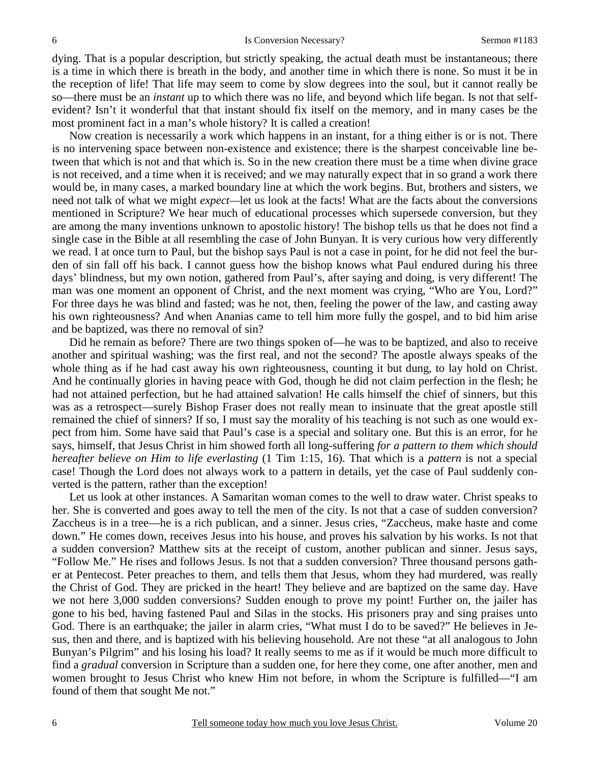dying. That is a popular description, but strictly speaking, the actual death must be instantaneous; there is a time in which there is breath in the body, and another time in which there is none. So must it be in the reception of life! That life may seem to come by slow degrees into the soul, but it cannot really be so—there must be an *instant* up to which there was no life, and beyond which life began. Is not that self-evident? Isn't it wonderful that that instant should fix itself on the memory, and in many cases be the most prominent fact in a man's whole history? It is called a creation!

Now creation is necessarily a work which happens in an instant, for a thing either is or is not. There is no intervening space between non-existence and existence; there is the sharpest conceivable line between that which is not and that which is. So in the new creation there must be a time when divine grace is not received, and a time when it is received; and we may naturally expect that in so grand a work there would be, in many cases, a marked boundary line at which the work begins. But, brothers and sisters, we need not talk of what we might *expect*—let us look at the facts! What are the facts about the conversions mentioned in Scripture? We hear much of educational processes which supersede conversion, but they are among the many inventions unknown to apostolic history! The bishop tells us that he does not find a single case in the Bible at all resembling the case of John Bunyan. It is very curious how very differently we read. I at once turn to Paul, but the bishop says Paul is not a case in point, for he did not feel the burden of sin fall off his back. I cannot guess how the bishop knows what Paul endured during his three days' blindness, but my own notion, gathered from Paul's, after saying and doing, is very different! The man was one moment an opponent of Christ, and the next moment was crying, "Who are You, Lord?" For three days he was blind and fasted; was he not, then, feeling the power of the law, and casting away his own righteousness? And when Ananias came to tell him more fully the gospel, and to bid him arise and be baptized, was there no removal of sin?

Did he remain as before? There are two things spoken of—he was to be baptized, and also to receive another and spiritual washing; was the first real, and not the second? The apostle always speaks of the whole thing as if he had cast away his own righteousness, counting it but dung, to lay hold on Christ. And he continually glories in having peace with God, though he did not claim perfection in the flesh; he had not attained perfection, but he had attained salvation! He calls himself the chief of sinners, but this was as a retrospect—surely Bishop Fraser does not really mean to insinuate that the great apostle still remained the chief of sinners? If so, I must say the morality of his teaching is not such as one would expect from him. Some have said that Paul's case is a special and solitary one. But this is an error, for he says, himself, that Jesus Christ in him showed forth all long-suffering *for a pattern to them which should hereafter believe on Him to life everlasting* (1 Tim 1:15, 16). That which is a *pattern* is not a special case! Though the Lord does not always work to a pattern in details, yet the case of Paul suddenly converted is the pattern, rather than the exception!

Let us look at other instances. A Samaritan woman comes to the well to draw water. Christ speaks to her. She is converted and goes away to tell the men of the city. Is not that a case of sudden conversion? Zaccheus is in a tree—he is a rich publican, and a sinner. Jesus cries, "Zaccheus, make haste and come down." He comes down, receives Jesus into his house, and proves his salvation by his works. Is not that a sudden conversion? Matthew sits at the receipt of custom, another publican and sinner. Jesus says, "Follow Me." He rises and follows Jesus. Is not that a sudden conversion? Three thousand persons gather at Pentecost. Peter preaches to them, and tells them that Jesus, whom they had murdered, was really the Christ of God. They are pricked in the heart! They believe and are baptized on the same day. Have we not here 3,000 sudden conversions? Sudden enough to prove my point! Further on, the jailer has gone to his bed, having fastened Paul and Silas in the stocks. His prisoners pray and sing praises unto God. There is an earthquake; the jailer in alarm cries, "What must I do to be saved?" He believes in Jesus, then and there, and is baptized with his believing household. Are not these "at all analogous to John Bunyan's Pilgrim" and his losing his load? It really seems to me as if it would be much more difficult to find a *gradual* conversion in Scripture than a sudden one, for here they come, one after another, men and women brought to Jesus Christ who knew Him not before, in whom the Scripture is fulfilled—"I am found of them that sought Me not."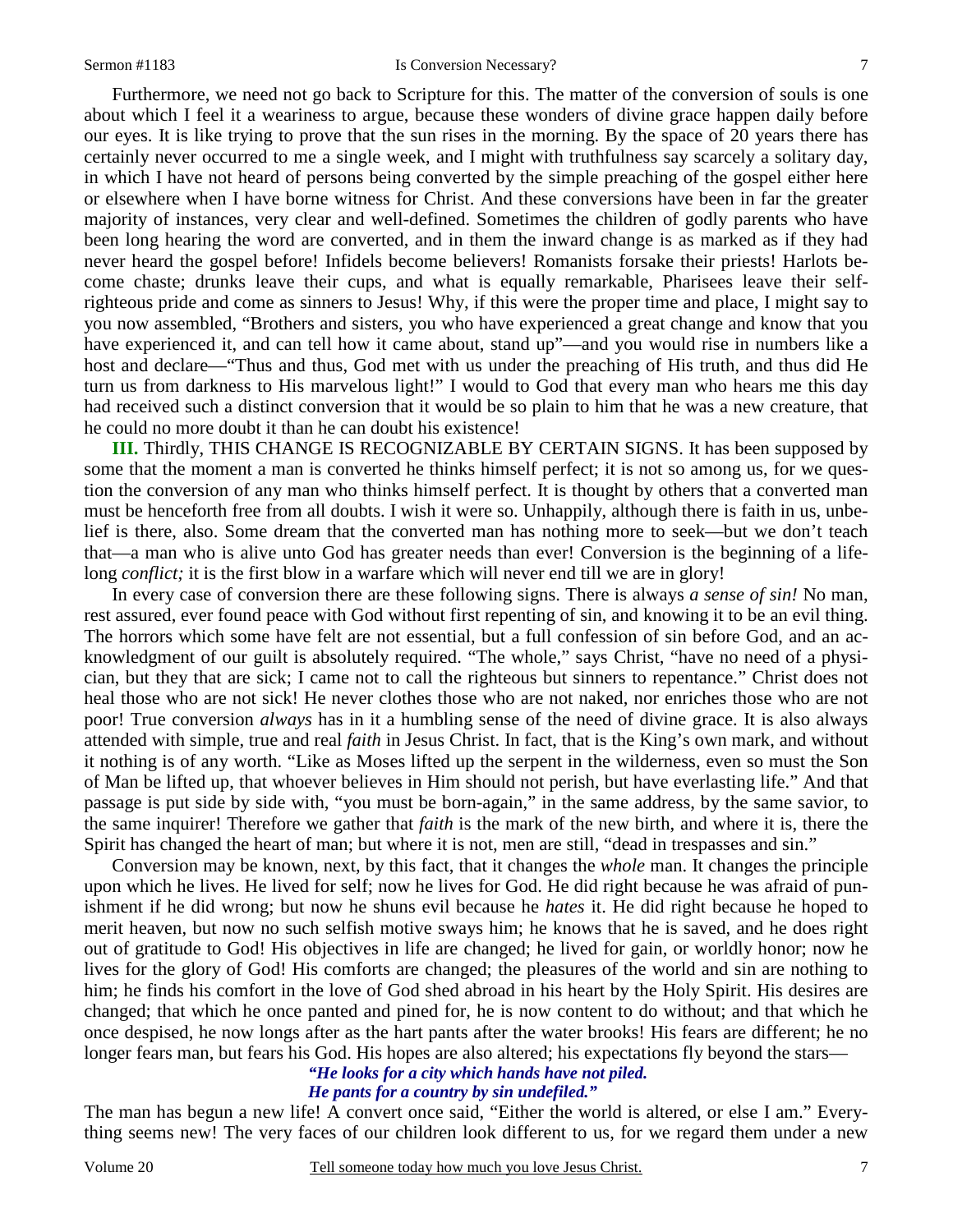Furthermore, we need not go back to Scripture for this. The matter of the conversion of souls is one about which I feel it a weariness to argue, because these wonders of divine grace happen daily before our eyes. It is like trying to prove that the sun rises in the morning. By the space of 20 years there has certainly never occurred to me a single week, and I might with truthfulness say scarcely a solitary day, in which I have not heard of persons being converted by the simple preaching of the gospel either here or elsewhere when I have borne witness for Christ. And these conversions have been in far the greater majority of instances, very clear and well-defined. Sometimes the children of godly parents who have been long hearing the word are converted, and in them the inward change is as marked as if they had never heard the gospel before! Infidels become believers! Romanists forsake their priests! Harlots become chaste; drunks leave their cups, and what is equally remarkable, Pharisees leave their self-righteous pride and come as sinners to Jesus! Why, if this were the proper time and place, I might say to you now assembled, "Brothers and sisters, you who have experienced a great change and know that you have experienced it, and can tell how it came about, stand up"—and you would rise in numbers like a host and declare—"Thus and thus, God met with us under the preaching of His truth, and thus did He turn us from darkness to His marvelous light!" I would to God that every man who hears me this day had received such a distinct conversion that it would be so plain to him that he was a new creature, that he could no more doubt it than he can doubt his existence!

**III.** Thirdly, THIS CHANGE IS RECOGNIZABLE BY CERTAIN SIGNS. It has been supposed by some that the moment a man is converted he thinks himself perfect; it is not so among us, for we question the conversion of any man who thinks himself perfect. It is thought by others that a converted man must be henceforth free from all doubts. I wish it were so. Unhappily, although there is faith in us, unbelief is there, also. Some dream that the converted man has nothing more to seek—but we don't teach that—a man who is alive unto God has greater needs than ever! Conversion is the beginning of a lifelong *conflict;* it is the first blow in a warfare which will never end till we are in glory!

In every case of conversion there are these following signs. There is always *a sense of sin!* No man, rest assured, ever found peace with God without first repenting of sin, and knowing it to be an evil thing. The horrors which some have felt are not essential, but a full confession of sin before God, and an acknowledgment of our guilt is absolutely required. "The whole," says Christ, "have no need of a physician, but they that are sick; I came not to call the righteous but sinners to repentance." Christ does not heal those who are not sick! He never clothes those who are not naked, nor enriches those who are not poor! True conversion *always* has in it a humbling sense of the need of divine grace. It is also always attended with simple, true and real *faith* in Jesus Christ. In fact, that is the King's own mark, and without it nothing is of any worth. "Like as Moses lifted up the serpent in the wilderness, even so must the Son of Man be lifted up, that whoever believes in Him should not perish, but have everlasting life." And that passage is put side by side with, "you must be born-again," in the same address, by the same savior, to the same inquirer! Therefore we gather that *faith* is the mark of the new birth, and where it is, there the Spirit has changed the heart of man; but where it is not, men are still, "dead in trespasses and sin."

Conversion may be known, next, by this fact, that it changes the *whole* man. It changes the principle upon which he lives. He lived for self; now he lives for God. He did right because he was afraid of punishment if he did wrong; but now he shuns evil because he *hates* it. He did right because he hoped to merit heaven, but now no such selfish motive sways him; he knows that he is saved, and he does right out of gratitude to God! His objectives in life are changed; he lived for gain, or worldly honor; now he lives for the glory of God! His comforts are changed; the pleasures of the world and sin are nothing to him; he finds his comfort in the love of God shed abroad in his heart by the Holy Spirit. His desires are changed; that which he once panted and pined for, he is now content to do without; and that which he once despised, he now longs after as the hart pants after the water brooks! His fears are different; he no longer fears man, but fears his God. His hopes are also altered; his expectations fly beyond the stars—

*"He looks for a city which hands have not piled.*
*He pants for a country by sin undefiled."*

The man has begun a new life! A convert once said, "Either the world is altered, or else I am." Everything seems new! The very faces of our children look different to us, for we regard them under a new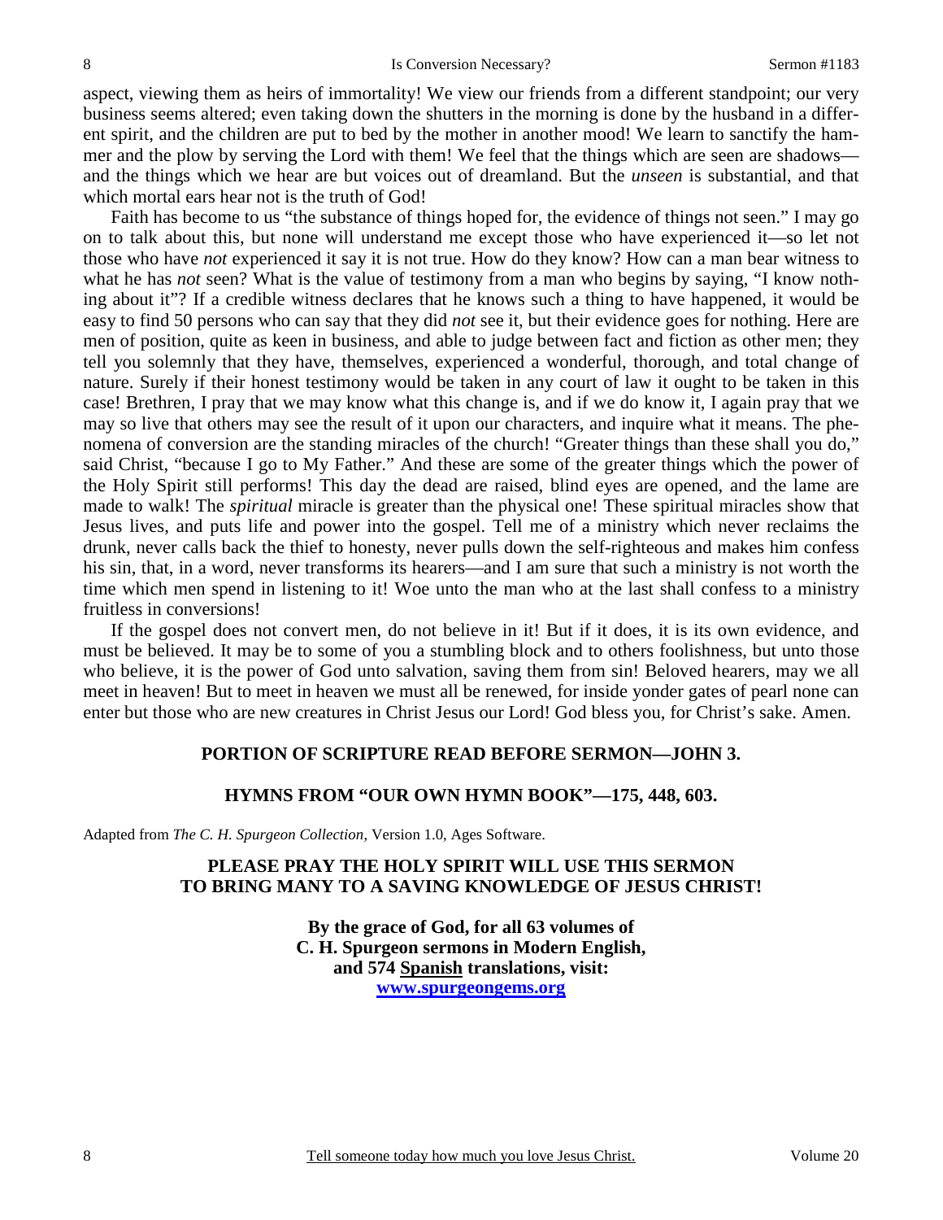aspect, viewing them as heirs of immortality! We view our friends from a different standpoint; our very business seems altered; even taking down the shutters in the morning is done by the husband in a different spirit, and the children are put to bed by the mother in another mood! We learn to sanctify the hammer and the plow by serving the Lord with them! We feel that the things which are seen are shadows—and the things which we hear are but voices out of dreamland. But the *unseen* is substantial, and that which mortal ears hear not is the truth of God!

Faith has become to us "the substance of things hoped for, the evidence of things not seen." I may go on to talk about this, but none will understand me except those who have experienced it—so let not those who have *not* experienced it say it is not true. How do they know? How can a man bear witness to what he has *not* seen? What is the value of testimony from a man who begins by saying, "I know nothing about it"? If a credible witness declares that he knows such a thing to have happened, it would be easy to find 50 persons who can say that they did *not* see it, but their evidence goes for nothing. Here are men of position, quite as keen in business, and able to judge between fact and fiction as other men; they tell you solemnly that they have, themselves, experienced a wonderful, thorough, and total change of nature. Surely if their honest testimony would be taken in any court of law it ought to be taken in this case! Brethren, I pray that we may know what this change is, and if we do know it, I again pray that we may so live that others may see the result of it upon our characters, and inquire what it means. The phenomena of conversion are the standing miracles of the church! "Greater things than these shall you do," said Christ, "because I go to My Father." And these are some of the greater things which the power of the Holy Spirit still performs! This day the dead are raised, blind eyes are opened, and the lame are made to walk! The *spiritual* miracle is greater than the physical one! These spiritual miracles show that Jesus lives, and puts life and power into the gospel. Tell me of a ministry which never reclaims the drunk, never calls back the thief to honesty, never pulls down the self-righteous and makes him confess his sin, that, in a word, never transforms its hearers—and I am sure that such a ministry is not worth the time which men spend in listening to it! Woe unto the man who at the last shall confess to a ministry fruitless in conversions!

If the gospel does not convert men, do not believe in it! But if it does, it is its own evidence, and must be believed. It may be to some of you a stumbling block and to others foolishness, but unto those who believe, it is the power of God unto salvation, saving them from sin! Beloved hearers, may we all meet in heaven! But to meet in heaven we must all be renewed, for inside yonder gates of pearl none can enter but those who are new creatures in Christ Jesus our Lord! God bless you, for Christ's sake. Amen.

**PORTION OF SCRIPTURE READ BEFORE SERMON—JOHN 3.**

**HYMNS FROM "OUR OWN HYMN BOOK"—175, 448, 603.**

Adapted from *The C. H. Spurgeon Collection*, Version 1.0, Ages Software.

**PLEASE PRAY THE HOLY SPIRIT WILL USE THIS SERMON TO BRING MANY TO A SAVING KNOWLEDGE OF JESUS CHRIST!**

**By the grace of God, for all 63 volumes of C. H. Spurgeon sermons in Modern English, and 574 Spanish translations, visit: www.spurgeongems.org**